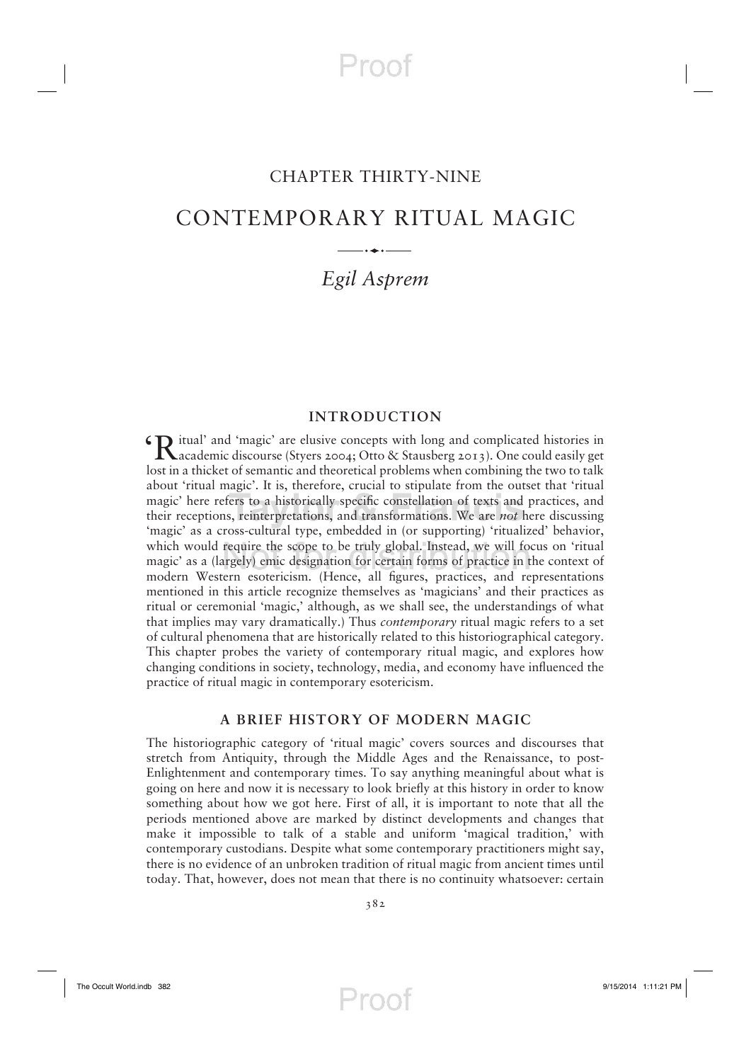# CHAPTER THIRTY-NINE

# CONTEMPORARY RITUAL MAGIC

*Egil Asprem*

## INTRODUCTION

'Ritual' and 'magic' are elusive concepts with long and complicated histories in academic discourse (Styers 2004; Otto & Stausberg 2013). One could easily get lost in a thicket of semantic and theoretical problems when combining the two to talk about 'ritual magic'. It is, therefore, crucial to stipulate from the outset that 'ritual magic' here refers to a historically specific constellation of texts and practices, and their receptions, reinterpretations, and transformations. We are *not* here discussing 'magic' as a cross-cultural type, embedded in (or supporting) 'ritualized' behavior, which would require the scope to be truly global. Instead, we will focus on 'ritual magic' as a (largely) emic designation for certain forms of practice in the context of modern Western esotericism. (Hence, all figures, practices, and representations mentioned in this article recognize themselves as 'magicians' and their practices as ritual or ceremonial 'magic,' although, as we shall see, the understandings of what that implies may vary dramatically.) Thus *contemporary* ritual magic refers to a set of cultural phenomena that are historically related to this historiographical category. This chapter probes the variety of contemporary ritual magic, and explores how changing conditions in society, technology, media, and economy have influenced the practice of ritual magic in contemporary esotericism.

## A BRIEF HISTORY OF MODERN MAGIC

The historiographic category of 'ritual magic' covers sources and discourses that stretch from Antiquity, through the Middle Ages and the Renaissance, to post-Enlightenment and contemporary times. To say anything meaningful about what is going on here and now it is necessary to look briefly at this history in order to know something about how we got here. First of all, it is important to note that all the periods mentioned above are marked by distinct developments and changes that make it impossible to talk of a stable and uniform 'magical tradition,' with contemporary custodians. Despite what some contemporary practitioners might say, there is no evidence of an unbroken tradition of ritual magic from ancient times until today. That, however, does not mean that there is no continuity whatsoever: certain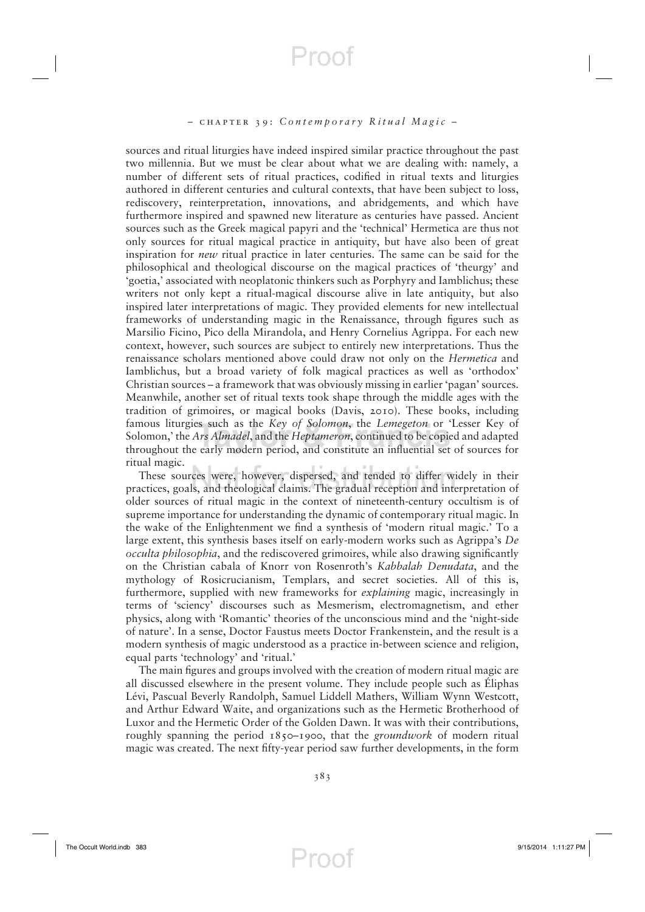sources and ritual liturgies have indeed inspired similar practice throughout the past two millennia. But we must be clear about what we are dealing with: namely, a number of different sets of ritual practices, codified in ritual texts and liturgies authored in different centuries and cultural contexts, that have been subject to loss, rediscovery, reinterpretation, innovations, and abridgements, and which have furthermore inspired and spawned new literature as centuries have passed. Ancient sources such as the Greek magical papyri and the 'technical' Hermetica are thus not only sources for ritual magical practice in antiquity, but have also been of great inspiration for *new* ritual practice in later centuries. The same can be said for the philosophical and theological discourse on the magical practices of 'theurgy' and 'goetia,' associated with neoplatonic thinkers such as Porphyry and Iamblichus; these writers not only kept a ritual-magical discourse alive in late antiquity, but also inspired later interpretations of magic. They provided elements for new intellectual frameworks of understanding magic in the Renaissance, through figures such as Marsilio Ficino, Pico della Mirandola, and Henry Cornelius Agrippa. For each new context, however, such sources are subject to entirely new interpretations. Thus the renaissance scholars mentioned above could draw not only on the *Hermetica* and Iamblichus, but a broad variety of folk magical practices as well as 'orthodox' Christian sources – a framework that was obviously missing in earlier 'pagan' sources. Meanwhile, another set of ritual texts took shape through the middle ages with the tradition of grimoires, or magical books (Davis, 2010). These books, including famous liturgies such as the *Key of Solomon*, the *Lemegeton* or 'Lesser Key of Solomon,' the *Ars Almadel*, and the *Heptameron*, continued to be copied and adapted throughout the early modern period, and constitute an influential set of sources for ritual magic.

These sources were, however, dispersed, and tended to differ widely in their practices, goals, and theological claims. The gradual reception and interpretation of older sources of ritual magic in the context of nineteenth-century occultism is of supreme importance for understanding the dynamic of contemporary ritual magic. In the wake of the Enlightenment we find a synthesis of 'modern ritual magic.' To a large extent, this synthesis bases itself on early-modern works such as Agrippa's *De occulta philosophia*, and the rediscovered grimoires, while also drawing significantly on the Christian cabala of Knorr von Rosenroth's *Kabbalah Denudata*, and the mythology of Rosicrucianism, Templars, and secret societies. All of this is, furthermore, supplied with new frameworks for *explaining* magic, increasingly in terms of 'sciency' discourses such as Mesmerism, electromagnetism, and ether physics, along with 'Romantic' theories of the unconscious mind and the 'night-side of nature'. In a sense, Doctor Faustus meets Doctor Frankenstein, and the result is a modern synthesis of magic understood as a practice in-between science and religion, equal parts 'technology' and 'ritual.'

The main figures and groups involved with the creation of modern ritual magic are all discussed elsewhere in the present volume. They include people such as Éliphas Lévi, Pascual Beverly Randolph, Samuel Liddell Mathers, William Wynn Westcott, and Arthur Edward Waite, and organizations such as the Hermetic Brotherhood of Luxor and the Hermetic Order of the Golden Dawn. It was with their contributions, roughly spanning the period 1850–1900, that the *groundwork* of modern ritual magic was created. The next fifty-year period saw further developments, in the form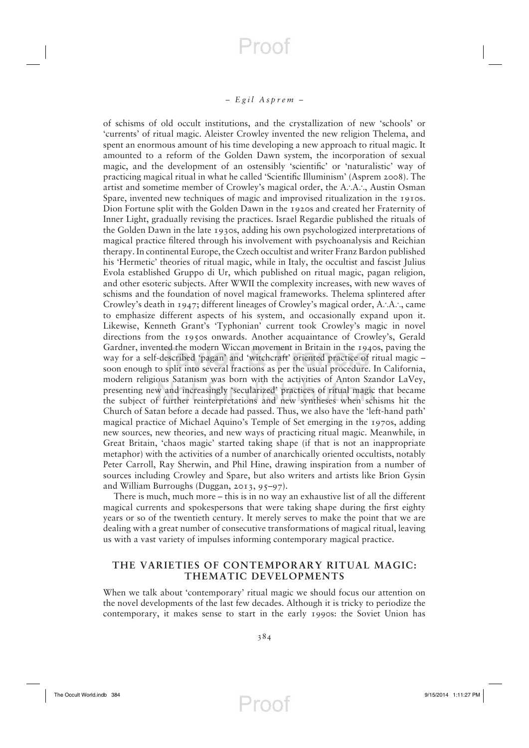of schisms of old occult institutions, and the crystallization of new 'schools' or 'currents' of ritual magic. Aleister Crowley invented the new religion Thelema, and spent an enormous amount of his time developing a new approach to ritual magic. It amounted to a reform of the Golden Dawn system, the incorporation of sexual magic, and the development of an ostensibly 'scientific' or 'naturalistic' way of practicing magical ritual in what he called 'Scientific Illuminism' (Asprem 2008). The artist and sometime member of Crowley's magical order, the A.·.A.·., Austin Osman Spare, invented new techniques of magic and improvised ritualization in the 1910s. Dion Fortune split with the Golden Dawn in the 1920s and created her Fraternity of Inner Light, gradually revising the practices. Israel Regardie published the rituals of the Golden Dawn in the late 1930s, adding his own psychologized interpretations of magical practice filtered through his involvement with psychoanalysis and Reichian therapy. In continental Europe, the Czech occultist and writer Franz Bardon published his 'Hermetic' theories of ritual magic, while in Italy, the occultist and fascist Julius Evola established Gruppo di Ur, which published on ritual magic, pagan religion, and other esoteric subjects. After WWII the complexity increases, with new waves of schisms and the foundation of novel magical frameworks. Thelema splintered after Crowley's death in 1947; different lineages of Crowley's magical order, A.·.A.·., came to emphasize different aspects of his system, and occasionally expand upon it. Likewise, Kenneth Grant's 'Typhonian' current took Crowley's magic in novel directions from the 1950s onwards. Another acquaintance of Crowley's, Gerald Gardner, invented the modern Wiccan movement in Britain in the 1940s, paving the way for a self-described 'pagan' and 'witchcraft' oriented practice of ritual magic – soon enough to split into several fractions as per the usual procedure. In California, modern religious Satanism was born with the activities of Anton Szandor LaVey, presenting new and increasingly 'secularized' practices of ritual magic that became the subject of further reinterpretations and new syntheses when schisms hit the Church of Satan before a decade had passed. Thus, we also have the 'left-hand path' magical practice of Michael Aquino's Temple of Set emerging in the 1970s, adding new sources, new theories, and new ways of practicing ritual magic. Meanwhile, in Great Britain, 'chaos magic' started taking shape (if that is not an inappropriate metaphor) with the activities of a number of anarchically oriented occultists, notably Peter Carroll, Ray Sherwin, and Phil Hine, drawing inspiration from a number of sources including Crowley and Spare, but also writers and artists like Brion Gysin and William Burroughs (Duggan, 2013, 95–97).

There is much, much more – this is in no way an exhaustive list of all the different magical currents and spokespersons that were taking shape during the first eighty years or so of the twentieth century. It merely serves to make the point that we are dealing with a great number of consecutive transformations of magical ritual, leaving us with a vast variety of impulses informing contemporary magical practice.

## THE VARIETIES OF CONTEMPORARY RITUAL MAGIC: THEMATIC DEVELOPMENTS

When we talk about 'contemporary' ritual magic we should focus our attention on the novel developments of the last few decades. Although it is tricky to periodize the contemporary, it makes sense to start in the early 1990s: the Soviet Union has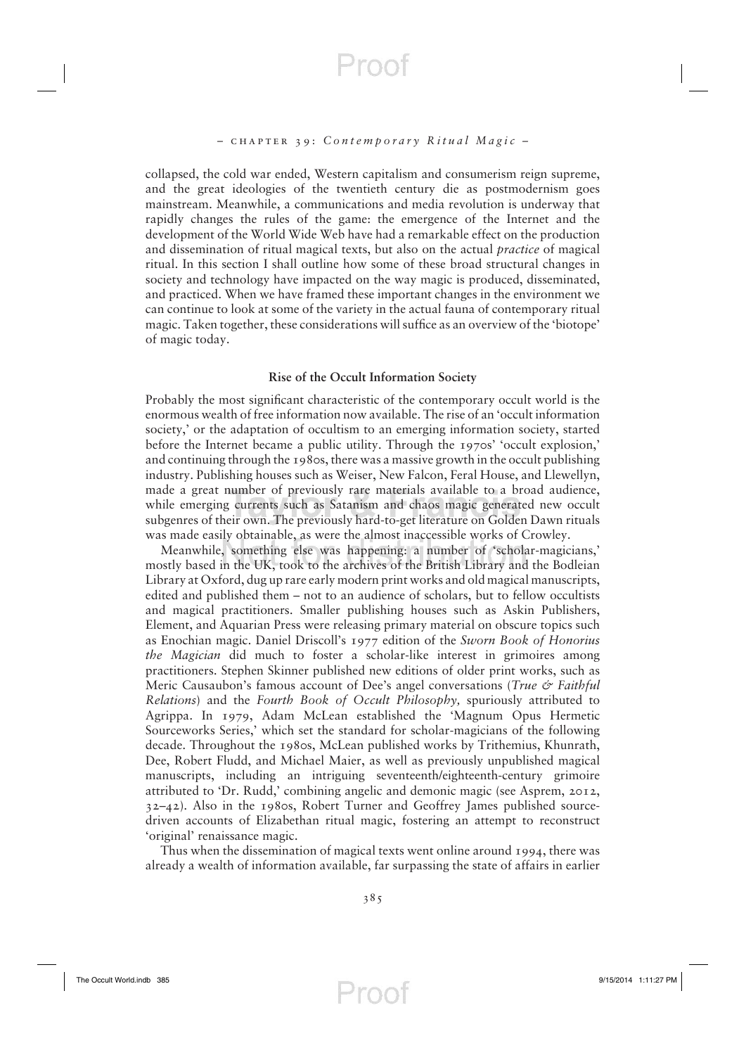collapsed, the cold war ended, Western capitalism and consumerism reign supreme, and the great ideologies of the twentieth century die as postmodernism goes mainstream. Meanwhile, a communications and media revolution is underway that rapidly changes the rules of the game: the emergence of the Internet and the development of the World Wide Web have had a remarkable effect on the production and dissemination of ritual magical texts, but also on the actual *practice* of magical ritual. In this section I shall outline how some of these broad structural changes in society and technology have impacted on the way magic is produced, disseminated, and practiced. When we have framed these important changes in the environment we can continue to look at some of the variety in the actual fauna of contemporary ritual magic. Taken together, these considerations will suffice as an overview of the 'biotope' of magic today.

### Rise of the Occult Information Society

Probably the most significant characteristic of the contemporary occult world is the enormous wealth of free information now available. The rise of an 'occult information society,' or the adaptation of occultism to an emerging information society, started before the Internet became a public utility. Through the 1970s' 'occult explosion,' and continuing through the 1980s, there was a massive growth in the occult publishing industry. Publishing houses such as Weiser, New Falcon, Feral House, and Llewellyn, made a great number of previously rare materials available to a broad audience, while emerging currents such as Satanism and chaos magic generated new occult subgenres of their own. The previously hard-to-get literature on Golden Dawn rituals was made easily obtainable, as were the almost inaccessible works of Crowley.

Meanwhile, something else was happening: a number of 'scholar-magicians,' mostly based in the UK, took to the archives of the British Library and the Bodleian Library at Oxford, dug up rare early modern print works and old magical manuscripts, edited and published them – not to an audience of scholars, but to fellow occultists and magical practitioners. Smaller publishing houses such as Askin Publishers, Element, and Aquarian Press were releasing primary material on obscure topics such as Enochian magic. Daniel Driscoll's 1977 edition of the *Sworn Book of Honorius the Magician* did much to foster a scholar-like interest in grimoires among practitioners. Stephen Skinner published new editions of older print works, such as Meric Causaubon's famous account of Dee's angel conversations (*True & Faithful Relations*) and the *Fourth Book of Occult Philosophy,* spuriously attributed to Agrippa. In 1979, Adam McLean established the 'Magnum Opus Hermetic Sourceworks Series,' which set the standard for scholar-magicians of the following decade. Throughout the 1980s, McLean published works by Trithemius, Khunrath, Dee, Robert Fludd, and Michael Maier, as well as previously unpublished magical manuscripts, including an intriguing seventeenth/eighteenth-century grimoire attributed to 'Dr. Rudd,' combining angelic and demonic magic (see Asprem, 2012, 32–42). Also in the 1980s, Robert Turner and Geoffrey James published source-driven accounts of Elizabethan ritual magic, fostering an attempt to reconstruct 'original' renaissance magic.

Thus when the dissemination of magical texts went online around 1994, there was already a wealth of information available, far surpassing the state of affairs in earlier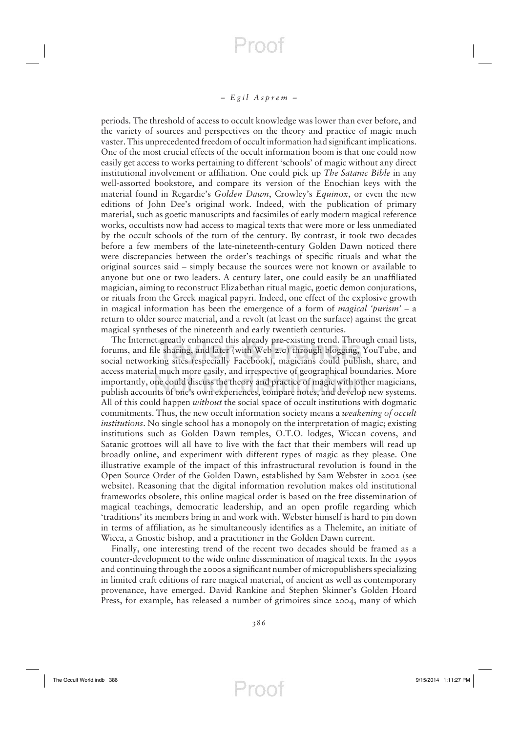periods. The threshold of access to occult knowledge was lower than ever before, and the variety of sources and perspectives on the theory and practice of magic much vaster. This unprecedented freedom of occult information had significant implications. One of the most crucial effects of the occult information boom is that one could now easily get access to works pertaining to different 'schools' of magic without any direct institutional involvement or affiliation. One could pick up *The Satanic Bible* in any well-assorted bookstore, and compare its version of the Enochian keys with the material found in Regardie's *Golden Dawn*, Crowley's *Equinox*, or even the new editions of John Dee's original work. Indeed, with the publication of primary material, such as goetic manuscripts and facsimiles of early modern magical reference works, occultists now had access to magical texts that were more or less unmediated by the occult schools of the turn of the century. By contrast, it took two decades before a few members of the late-nineteenth-century Golden Dawn noticed there were discrepancies between the order's teachings of specific rituals and what the original sources said – simply because the sources were not known or available to anyone but one or two leaders. A century later, one could easily be an unaffiliated magician, aiming to reconstruct Elizabethan ritual magic, goetic demon conjurations, or rituals from the Greek magical papyri. Indeed, one effect of the explosive growth in magical information has been the emergence of a form of *magical 'purism'* – a return to older source material, and a revolt (at least on the surface) against the great magical syntheses of the nineteenth and early twentieth centuries.

The Internet greatly enhanced this already pre-existing trend. Through email lists, forums, and file sharing, and later (with Web 2.0) through blogging, YouTube, and social networking sites (especially Facebook), magicians could publish, share, and access material much more easily, and irrespective of geographical boundaries. More importantly, one could discuss the theory and practice of magic with other magicians, publish accounts of one's own experiences, compare notes, and develop new systems. All of this could happen *without* the social space of occult institutions with dogmatic commitments. Thus, the new occult information society means a *weakening of occult institutions*. No single school has a monopoly on the interpretation of magic; existing institutions such as Golden Dawn temples, O.T.O. lodges, Wiccan covens, and Satanic grottoes will all have to live with the fact that their members will read up broadly online, and experiment with different types of magic as they please. One illustrative example of the impact of this infrastructural revolution is found in the Open Source Order of the Golden Dawn, established by Sam Webster in 2002 (see website). Reasoning that the digital information revolution makes old institutional frameworks obsolete, this online magical order is based on the free dissemination of magical teachings, democratic leadership, and an open profile regarding which 'traditions' its members bring in and work with. Webster himself is hard to pin down in terms of affiliation, as he simultaneously identifies as a Thelemite, an initiate of Wicca, a Gnostic bishop, and a practitioner in the Golden Dawn current.

Finally, one interesting trend of the recent two decades should be framed as a counter-development to the wide online dissemination of magical texts. In the 1990s and continuing through the 2000s a significant number of micropublishers specializing in limited craft editions of rare magical material, of ancient as well as contemporary provenance, have emerged. David Rankine and Stephen Skinner's Golden Hoard Press, for example, has released a number of grimoires since 2004, many of which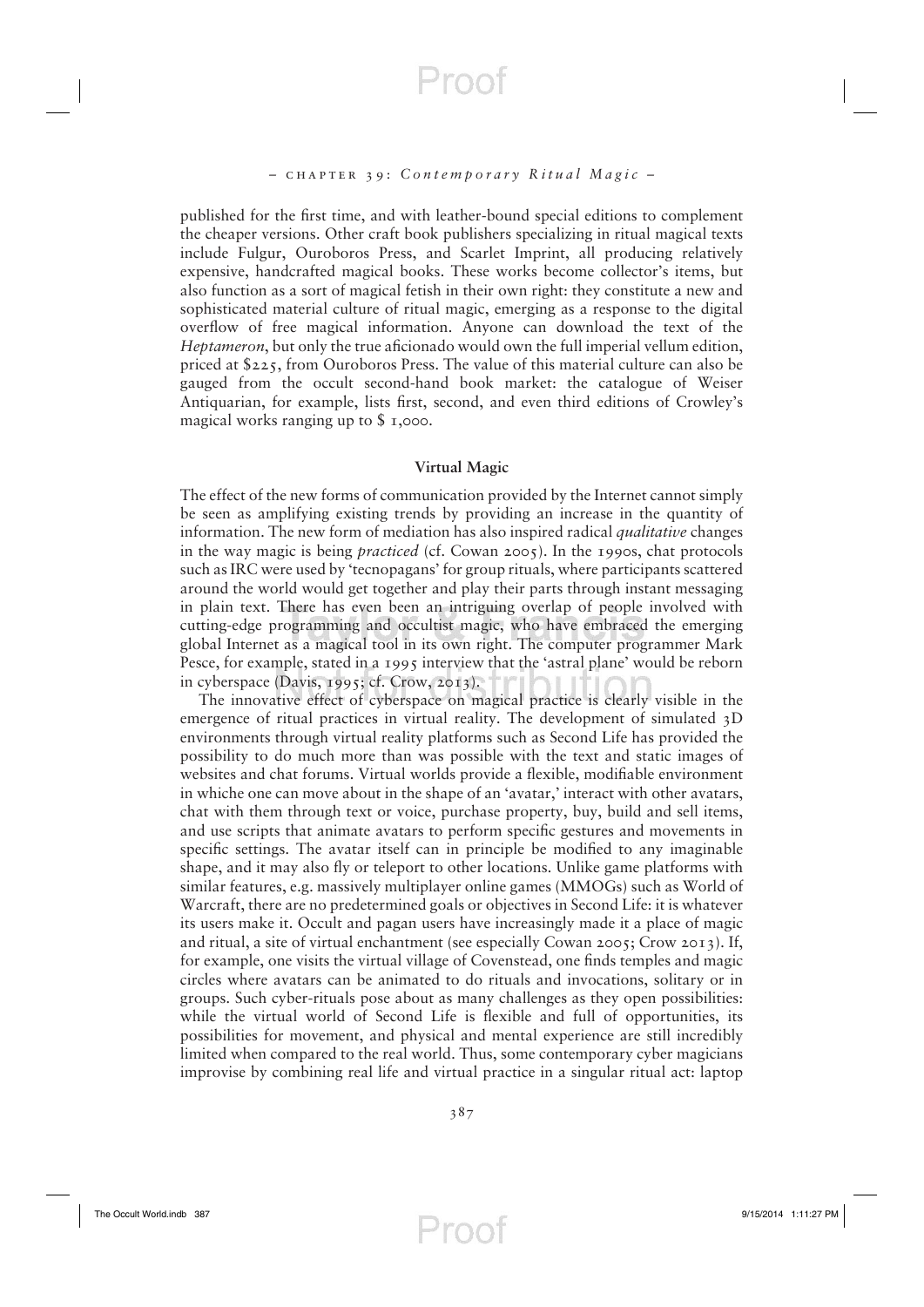published for the first time, and with leather-bound special editions to complement the cheaper versions. Other craft book publishers specializing in ritual magical texts include Fulgur, Ouroboros Press, and Scarlet Imprint, all producing relatively expensive, handcrafted magical books. These works become collector's items, but also function as a sort of magical fetish in their own right: they constitute a new and sophisticated material culture of ritual magic, emerging as a response to the digital overflow of free magical information. Anyone can download the text of the *Heptameron*, but only the true aficionado would own the full imperial vellum edition, priced at $225, from Ouroboros Press. The value of this material culture can also be gauged from the occult second-hand book market: the catalogue of Weiser Antiquarian, for example, lists first, second, and even third editions of Crowley's magical works ranging up to $ 1,000.

### Virtual Magic

The effect of the new forms of communication provided by the Internet cannot simply be seen as amplifying existing trends by providing an increase in the quantity of information. The new form of mediation has also inspired radical *qualitative* changes in the way magic is being *practiced* (cf. Cowan 2005). In the 1990s, chat protocols such as IRC were used by 'tecnopagans' for group rituals, where participants scattered around the world would get together and play their parts through instant messaging in plain text. There has even been an intriguing overlap of people involved with cutting-edge programming and occultist magic, who have embraced the emerging global Internet as a magical tool in its own right. The computer programmer Mark Pesce, for example, stated in a 1995 interview that the 'astral plane' would be reborn in cyberspace (Davis, 1995; cf. Crow, 2013).

The innovative effect of cyberspace on magical practice is clearly visible in the emergence of ritual practices in virtual reality. The development of simulated 3D environments through virtual reality platforms such as Second Life has provided the possibility to do much more than was possible with the text and static images of websites and chat forums. Virtual worlds provide a flexible, modifiable environment in whiche one can move about in the shape of an 'avatar,' interact with other avatars, chat with them through text or voice, purchase property, buy, build and sell items, and use scripts that animate avatars to perform specific gestures and movements in specific settings. The avatar itself can in principle be modified to any imaginable shape, and it may also fly or teleport to other locations. Unlike game platforms with similar features, e.g. massively multiplayer online games (MMOGs) such as World of Warcraft, there are no predetermined goals or objectives in Second Life: it is whatever its users make it. Occult and pagan users have increasingly made it a place of magic and ritual, a site of virtual enchantment (see especially Cowan 2005; Crow 2013). If, for example, one visits the virtual village of Covenstead, one finds temples and magic circles where avatars can be animated to do rituals and invocations, solitary or in groups. Such cyber-rituals pose about as many challenges as they open possibilities: while the virtual world of Second Life is flexible and full of opportunities, its possibilities for movement, and physical and mental experience are still incredibly limited when compared to the real world. Thus, some contemporary cyber magicians improvise by combining real life and virtual practice in a singular ritual act: laptop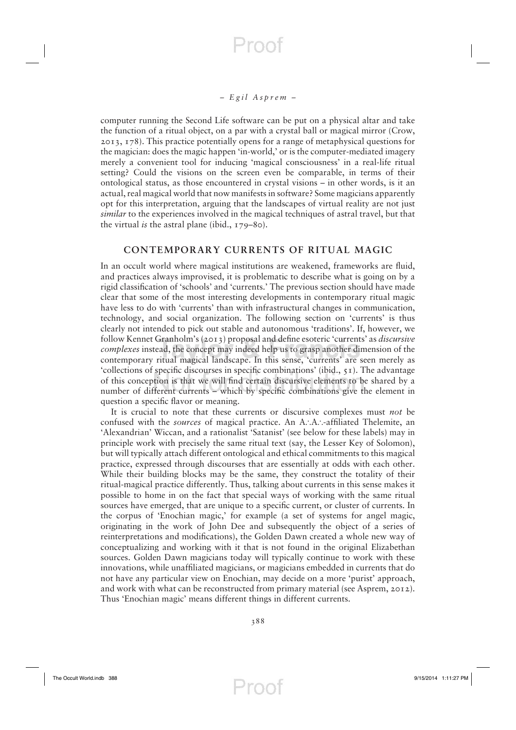computer running the Second Life software can be put on a physical altar and take the function of a ritual object, on a par with a crystal ball or magical mirror (Crow, 2013, 178). This practice potentially opens for a range of metaphysical questions for the magician: does the magic happen 'in-world,' or is the computer-mediated imagery merely a convenient tool for inducing 'magical consciousness' in a real-life ritual setting? Could the visions on the screen even be comparable, in terms of their ontological status, as those encountered in crystal visions – in other words, is it an actual, real magical world that now manifests in software? Some magicians apparently opt for this interpretation, arguing that the landscapes of virtual reality are not just *similar* to the experiences involved in the magical techniques of astral travel, but that the virtual *is* the astral plane (ibid., 179–80).

## CONTEMPORARY CURRENTS OF RITUAL MAGIC

In an occult world where magical institutions are weakened, frameworks are fluid, and practices always improvised, it is problematic to describe what is going on by a rigid classification of 'schools' and 'currents.' The previous section should have made clear that some of the most interesting developments in contemporary ritual magic have less to do with 'currents' than with infrastructural changes in communication, technology, and social organization. The following section on 'currents' is thus clearly not intended to pick out stable and autonomous 'traditions'. If, however, we follow Kennet Granholm's (2013) proposal and define esoteric 'currents' as *discursive complexes* instead, the concept may indeed help us to grasp another dimension of the contemporary ritual magical landscape. In this sense, 'currents' are seen merely as 'collections of specific discourses in specific combinations' (ibid., 51). The advantage of this conception is that we will find certain discursive elements to be shared by a number of different currents – which by specific combinations give the element in question a specific flavor or meaning.

It is crucial to note that these currents or discursive complexes must *not* be confused with the *sources* of magical practice. An A∴A∴-affiliated Thelemite, an 'Alexandrian' Wiccan, and a rationalist 'Satanist' (see below for these labels) may in principle work with precisely the same ritual text (say, the Lesser Key of Solomon), but will typically attach different ontological and ethical commitments to this magical practice, expressed through discourses that are essentially at odds with each other. While their building blocks may be the same, they construct the totality of their ritual-magical practice differently. Thus, talking about currents in this sense makes it possible to home in on the fact that special ways of working with the same ritual sources have emerged, that are unique to a specific current, or cluster of currents. In the corpus of 'Enochian magic,' for example (a set of systems for angel magic, originating in the work of John Dee and subsequently the object of a series of reinterpretations and modifications), the Golden Dawn created a whole new way of conceptualizing and working with it that is not found in the original Elizabethan sources. Golden Dawn magicians today will typically continue to work with these innovations, while unaffiliated magicians, or magicians embedded in currents that do not have any particular view on Enochian, may decide on a more 'purist' approach, and work with what can be reconstructed from primary material (see Asprem, 2012). Thus 'Enochian magic' means different things in different currents.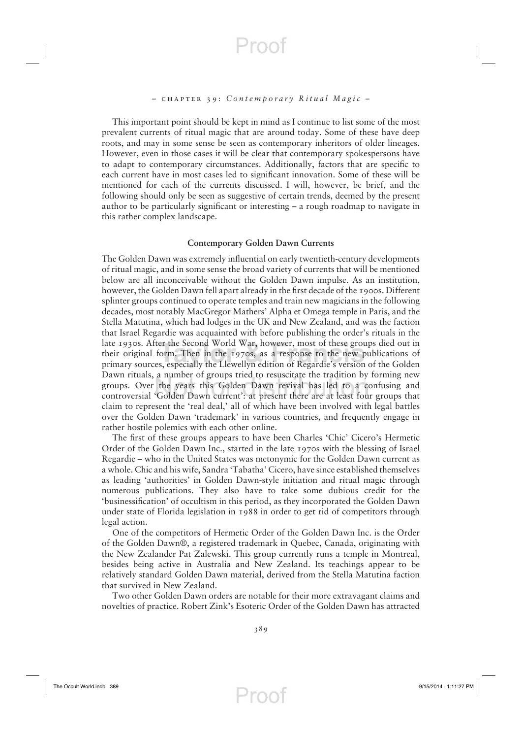This important point should be kept in mind as I continue to list some of the most prevalent currents of ritual magic that are around today. Some of these have deep roots, and may in some sense be seen as contemporary inheritors of older lineages. However, even in those cases it will be clear that contemporary spokespersons have to adapt to contemporary circumstances. Additionally, factors that are specific to each current have in most cases led to significant innovation. Some of these will be mentioned for each of the currents discussed. I will, however, be brief, and the following should only be seen as suggestive of certain trends, deemed by the present author to be particularly significant or interesting – a rough roadmap to navigate in this rather complex landscape.

### Contemporary Golden Dawn Currents

The Golden Dawn was extremely influential on early twentieth-century developments of ritual magic, and in some sense the broad variety of currents that will be mentioned below are all inconceivable without the Golden Dawn impulse. As an institution, however, the Golden Dawn fell apart already in the first decade of the 1900s. Different splinter groups continued to operate temples and train new magicians in the following decades, most notably MacGregor Mathers' Alpha et Omega temple in Paris, and the Stella Matutina, which had lodges in the UK and New Zealand, and was the faction that Israel Regardie was acquainted with before publishing the order's rituals in the late 1930s. After the Second World War, however, most of these groups died out in their original form. Then in the 1970s, as a response to the new publications of primary sources, especially the Llewellyn edition of Regardie's version of the Golden Dawn rituals, a number of groups tried to resuscitate the tradition by forming new groups. Over the years this Golden Dawn revival has led to a confusing and controversial 'Golden Dawn current': at present there are at least four groups that claim to represent the 'real deal,' all of which have been involved with legal battles over the Golden Dawn 'trademark' in various countries, and frequently engage in rather hostile polemics with each other online.

The first of these groups appears to have been Charles 'Chic' Cicero's Hermetic Order of the Golden Dawn Inc., started in the late 1970s with the blessing of Israel Regardie – who in the United States was metonymic for the Golden Dawn current as a whole. Chic and his wife, Sandra 'Tabatha' Cicero, have since established themselves as leading 'authorities' in Golden Dawn-style initiation and ritual magic through numerous publications. They also have to take some dubious credit for the 'businessification' of occultism in this period, as they incorporated the Golden Dawn under state of Florida legislation in 1988 in order to get rid of competitors through legal action.

One of the competitors of Hermetic Order of the Golden Dawn Inc. is the Order of the Golden Dawn®, a registered trademark in Quebec, Canada, originating with the New Zealander Pat Zalewski. This group currently runs a temple in Montreal, besides being active in Australia and New Zealand. Its teachings appear to be relatively standard Golden Dawn material, derived from the Stella Matutina faction that survived in New Zealand.

Two other Golden Dawn orders are notable for their more extravagant claims and novelties of practice. Robert Zink's Esoteric Order of the Golden Dawn has attracted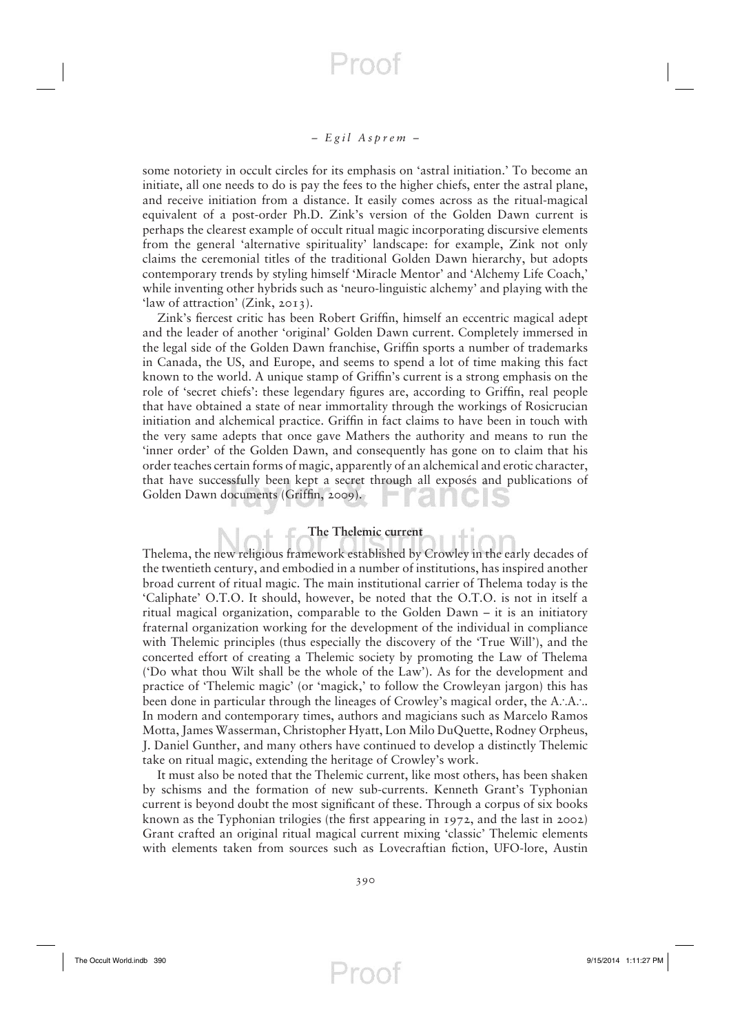some notoriety in occult circles for its emphasis on 'astral initiation.' To become an initiate, all one needs to do is pay the fees to the higher chiefs, enter the astral plane, and receive initiation from a distance. It easily comes across as the ritual-magical equivalent of a post-order Ph.D. Zink's version of the Golden Dawn current is perhaps the clearest example of occult ritual magic incorporating discursive elements from the general 'alternative spirituality' landscape: for example, Zink not only claims the ceremonial titles of the traditional Golden Dawn hierarchy, but adopts contemporary trends by styling himself 'Miracle Mentor' and 'Alchemy Life Coach,' while inventing other hybrids such as 'neuro-linguistic alchemy' and playing with the 'law of attraction' (Zink, 2013).

Zink's fiercest critic has been Robert Griffin, himself an eccentric magical adept and the leader of another 'original' Golden Dawn current. Completely immersed in the legal side of the Golden Dawn franchise, Griffin sports a number of trademarks in Canada, the US, and Europe, and seems to spend a lot of time making this fact known to the world. A unique stamp of Griffin's current is a strong emphasis on the role of 'secret chiefs': these legendary figures are, according to Griffin, real people that have obtained a state of near immortality through the workings of Rosicrucian initiation and alchemical practice. Griffin in fact claims to have been in touch with the very same adepts that once gave Mathers the authority and means to run the 'inner order' of the Golden Dawn, and consequently has gone on to claim that his order teaches certain forms of magic, apparently of an alchemical and erotic character, that have successfully been kept a secret through all exposés and publications of Golden Dawn documents (Griffin, 2009).

## The Thelemic current

Thelema, the new religious framework established by Crowley in the early decades of the twentieth century, and embodied in a number of institutions, has inspired another broad current of ritual magic. The main institutional carrier of Thelema today is the 'Caliphate' O.T.O. It should, however, be noted that the O.T.O. is not in itself a ritual magical organization, comparable to the Golden Dawn – it is an initiatory fraternal organization working for the development of the individual in compliance with Thelemic principles (thus especially the discovery of the 'True Will'), and the concerted effort of creating a Thelemic society by promoting the Law of Thelema ('Do what thou Wilt shall be the whole of the Law'). As for the development and practice of 'Thelemic magic' (or 'magick,' to follow the Crowleyan jargon) this has been done in particular through the lineages of Crowley's magical order, the A∴A∴. In modern and contemporary times, authors and magicians such as Marcelo Ramos Motta, James Wasserman, Christopher Hyatt, Lon Milo DuQuette, Rodney Orpheus, J. Daniel Gunther, and many others have continued to develop a distinctly Thelemic take on ritual magic, extending the heritage of Crowley's work.

It must also be noted that the Thelemic current, like most others, has been shaken by schisms and the formation of new sub-currents. Kenneth Grant's Typhonian current is beyond doubt the most significant of these. Through a corpus of six books known as the Typhonian trilogies (the first appearing in 1972, and the last in 2002) Grant crafted an original ritual magical current mixing 'classic' Thelemic elements with elements taken from sources such as Lovecraftian fiction, UFO-lore, Austin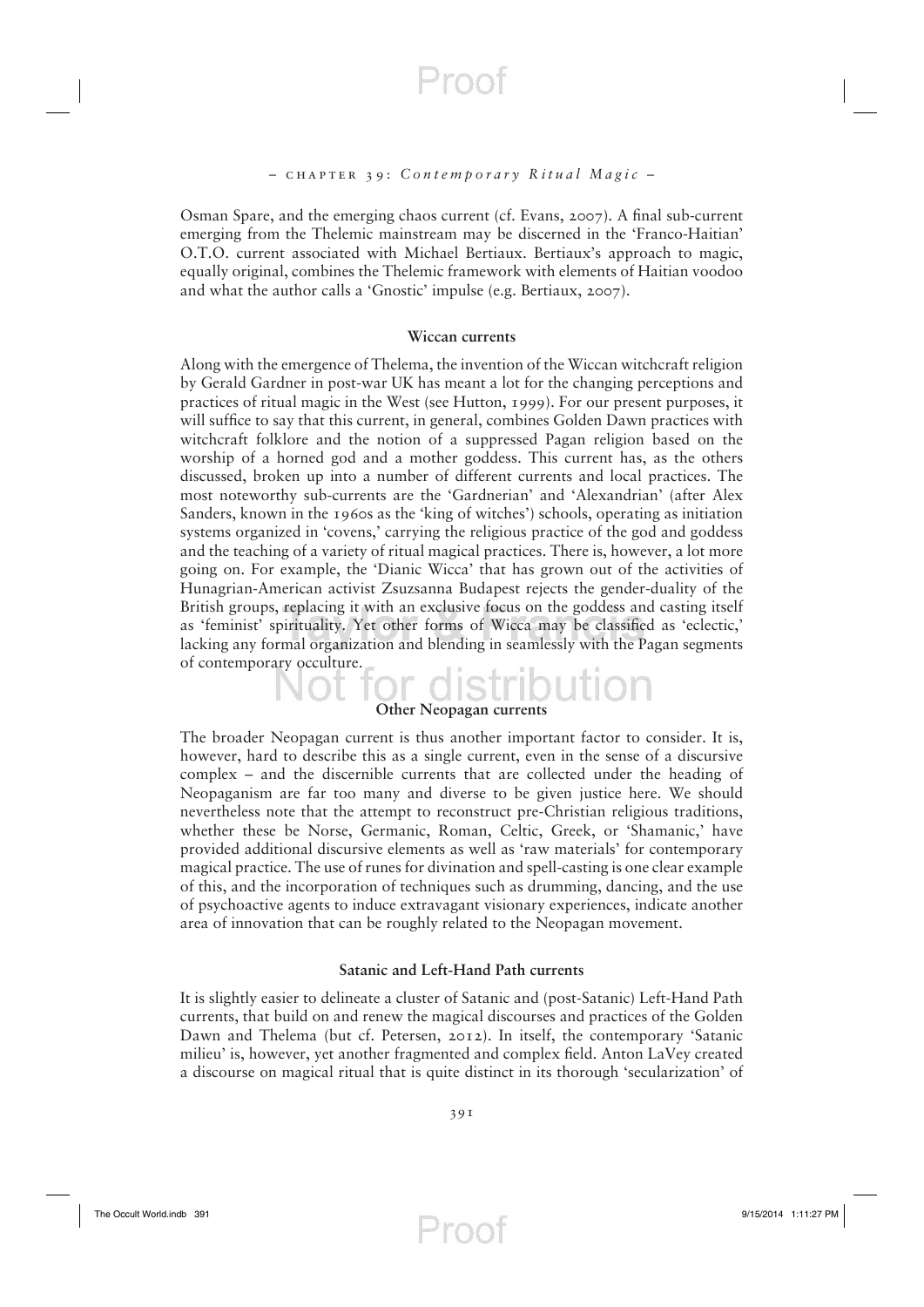Osman Spare, and the emerging chaos current (cf. Evans, 2007). A final sub-current emerging from the Thelemic mainstream may be discerned in the 'Franco-Haitian' O.T.O. current associated with Michael Bertiaux. Bertiaux's approach to magic, equally original, combines the Thelemic framework with elements of Haitian voodoo and what the author calls a 'Gnostic' impulse (e.g. Bertiaux, 2007).

## Wiccan currents

Along with the emergence of Thelema, the invention of the Wiccan witchcraft religion by Gerald Gardner in post-war UK has meant a lot for the changing perceptions and practices of ritual magic in the West (see Hutton, 1999). For our present purposes, it will suffice to say that this current, in general, combines Golden Dawn practices with witchcraft folklore and the notion of a suppressed Pagan religion based on the worship of a horned god and a mother goddess. This current has, as the others discussed, broken up into a number of different currents and local practices. The most noteworthy sub-currents are the 'Gardnerian' and 'Alexandrian' (after Alex Sanders, known in the 1960s as the 'king of witches') schools, operating as initiation systems organized in 'covens,' carrying the religious practice of the god and goddess and the teaching of a variety of ritual magical practices. There is, however, a lot more going on. For example, the 'Dianic Wicca' that has grown out of the activities of Hunagrian-American activist Zsuzsanna Budapest rejects the gender-duality of the British groups, replacing it with an exclusive focus on the goddess and casting itself as 'feminist' spirituality. Yet other forms of Wicca may be classified as 'eclectic,' lacking any formal organization and blending in seamlessly with the Pagan segments of contemporary occulture.

## Other Neopagan currents

The broader Neopagan current is thus another important factor to consider. It is, however, hard to describe this as a single current, even in the sense of a discursive complex – and the discernible currents that are collected under the heading of Neopaganism are far too many and diverse to be given justice here. We should nevertheless note that the attempt to reconstruct pre-Christian religious traditions, whether these be Norse, Germanic, Roman, Celtic, Greek, or 'Shamanic,' have provided additional discursive elements as well as 'raw materials' for contemporary magical practice. The use of runes for divination and spell-casting is one clear example of this, and the incorporation of techniques such as drumming, dancing, and the use of psychoactive agents to induce extravagant visionary experiences, indicate another area of innovation that can be roughly related to the Neopagan movement.

## Satanic and Left-Hand Path currents

It is slightly easier to delineate a cluster of Satanic and (post-Satanic) Left-Hand Path currents, that build on and renew the magical discourses and practices of the Golden Dawn and Thelema (but cf. Petersen, 2012). In itself, the contemporary 'Satanic milieu' is, however, yet another fragmented and complex field. Anton LaVey created a discourse on magical ritual that is quite distinct in its thorough 'secularization' of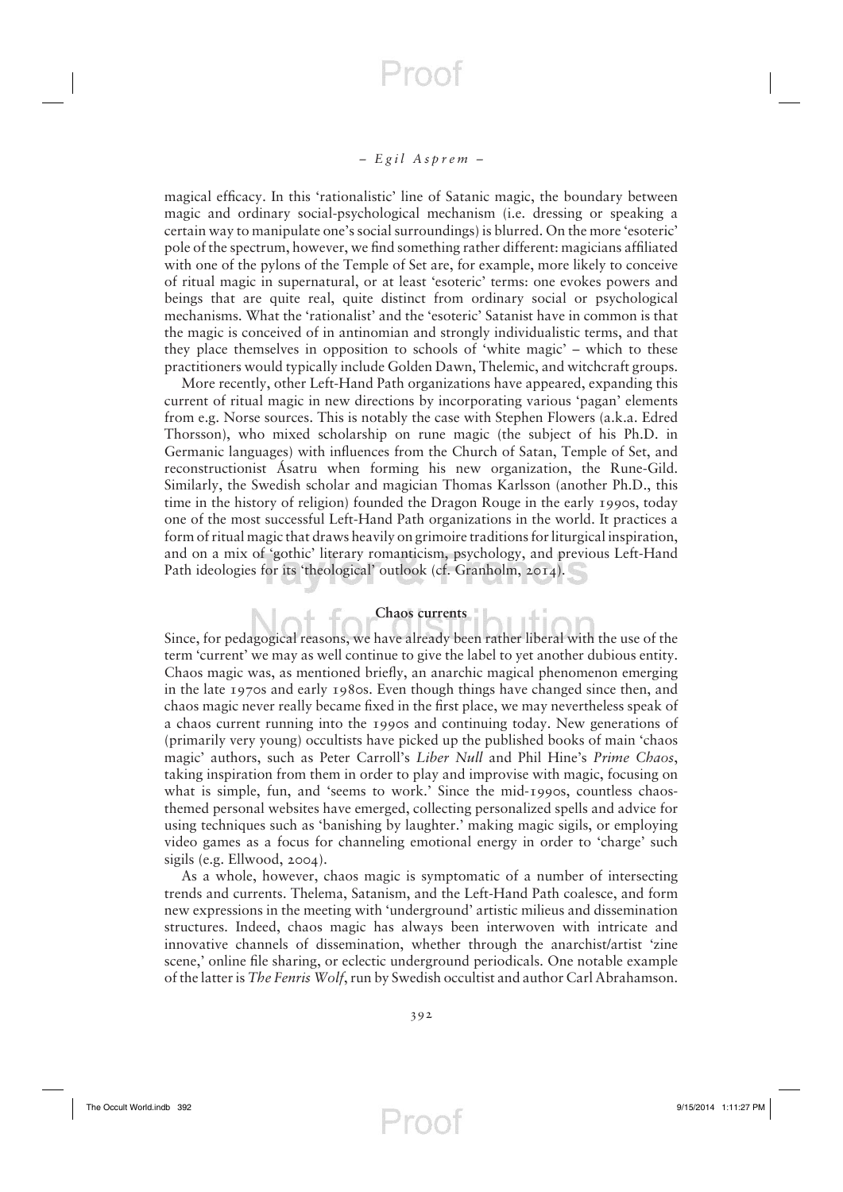magical efficacy. In this 'rationalistic' line of Satanic magic, the boundary between magic and ordinary social-psychological mechanism (i.e. dressing or speaking a certain way to manipulate one's social surroundings) is blurred. On the more 'esoteric' pole of the spectrum, however, we find something rather different: magicians affiliated with one of the pylons of the Temple of Set are, for example, more likely to conceive of ritual magic in supernatural, or at least 'esoteric' terms: one evokes powers and beings that are quite real, quite distinct from ordinary social or psychological mechanisms. What the 'rationalist' and the 'esoteric' Satanist have in common is that the magic is conceived of in antinomian and strongly individualistic terms, and that they place themselves in opposition to schools of 'white magic' – which to these practitioners would typically include Golden Dawn, Thelemic, and witchcraft groups.

More recently, other Left-Hand Path organizations have appeared, expanding this current of ritual magic in new directions by incorporating various 'pagan' elements from e.g. Norse sources. This is notably the case with Stephen Flowers (a.k.a. Edred Thorsson), who mixed scholarship on rune magic (the subject of his Ph.D. in Germanic languages) with influences from the Church of Satan, Temple of Set, and reconstructionist Ásatru when forming his new organization, the Rune-Gild. Similarly, the Swedish scholar and magician Thomas Karlsson (another Ph.D., this time in the history of religion) founded the Dragon Rouge in the early 1990s, today one of the most successful Left-Hand Path organizations in the world. It practices a form of ritual magic that draws heavily on grimoire traditions for liturgical inspiration, and on a mix of 'gothic' literary romanticism, psychology, and previous Left-Hand Path ideologies for its 'theological' outlook (cf. Granholm, 2014).

## Chaos currents

Since, for pedagogical reasons, we have already been rather liberal with the use of the term 'current' we may as well continue to give the label to yet another dubious entity. Chaos magic was, as mentioned briefly, an anarchic magical phenomenon emerging in the late 1970s and early 1980s. Even though things have changed since then, and chaos magic never really became fixed in the first place, we may nevertheless speak of a chaos current running into the 1990s and continuing today. New generations of (primarily very young) occultists have picked up the published books of main 'chaos magic' authors, such as Peter Carroll's *Liber Null* and Phil Hine's *Prime Chaos*, taking inspiration from them in order to play and improvise with magic, focusing on what is simple, fun, and 'seems to work.' Since the mid-1990s, countless chaos-themed personal websites have emerged, collecting personalized spells and advice for using techniques such as 'banishing by laughter.' making magic sigils, or employing video games as a focus for channeling emotional energy in order to 'charge' such sigils (e.g. Ellwood, 2004).

As a whole, however, chaos magic is symptomatic of a number of intersecting trends and currents. Thelema, Satanism, and the Left-Hand Path coalesce, and form new expressions in the meeting with 'underground' artistic milieus and dissemination structures. Indeed, chaos magic has always been interwoven with intricate and innovative channels of dissemination, whether through the anarchist/artist 'zine scene,' online file sharing, or eclectic underground periodicals. One notable example of the latter is *The Fenris Wolf*, run by Swedish occultist and author Carl Abrahamson.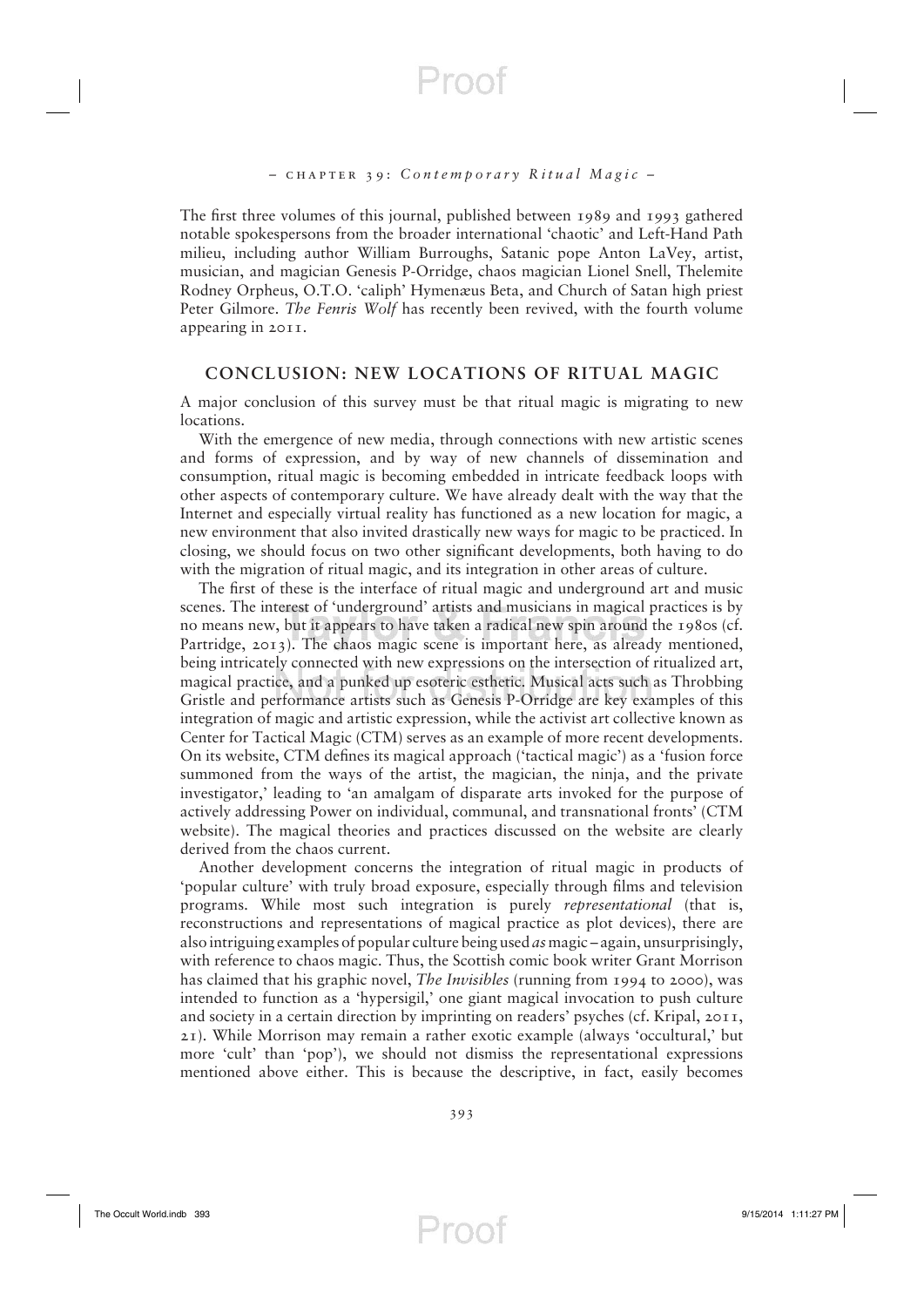The first three volumes of this journal, published between 1989 and 1993 gathered notable spokespersons from the broader international 'chaotic' and Left-Hand Path milieu, including author William Burroughs, Satanic pope Anton LaVey, artist, musician, and magician Genesis P-Orridge, chaos magician Lionel Snell, Thelemite Rodney Orpheus, O.T.O. 'caliph' Hymenæus Beta, and Church of Satan high priest Peter Gilmore. *The Fenris Wolf* has recently been revived, with the fourth volume appearing in 2011.

## CONCLUSION: NEW LOCATIONS OF RITUAL MAGIC

A major conclusion of this survey must be that ritual magic is migrating to new locations.

With the emergence of new media, through connections with new artistic scenes and forms of expression, and by way of new channels of dissemination and consumption, ritual magic is becoming embedded in intricate feedback loops with other aspects of contemporary culture. We have already dealt with the way that the Internet and especially virtual reality has functioned as a new location for magic, a new environment that also invited drastically new ways for magic to be practiced. In closing, we should focus on two other significant developments, both having to do with the migration of ritual magic, and its integration in other areas of culture.

The first of these is the interface of ritual magic and underground art and music scenes. The interest of 'underground' artists and musicians in magical practices is by no means new, but it appears to have taken a radical new spin around the 1980s (cf. Partridge, 2013). The chaos magic scene is important here, as already mentioned, being intricately connected with new expressions on the intersection of ritualized art, magical practice, and a punked up esoteric esthetic. Musical acts such as Throbbing Gristle and performance artists such as Genesis P-Orridge are key examples of this integration of magic and artistic expression, while the activist art collective known as Center for Tactical Magic (CTM) serves as an example of more recent developments. On its website, CTM defines its magical approach ('tactical magic') as a 'fusion force summoned from the ways of the artist, the magician, the ninja, and the private investigator,' leading to 'an amalgam of disparate arts invoked for the purpose of actively addressing Power on individual, communal, and transnational fronts' (CTM website). The magical theories and practices discussed on the website are clearly derived from the chaos current.

Another development concerns the integration of ritual magic in products of 'popular culture' with truly broad exposure, especially through films and television programs. While most such integration is purely *representational* (that is, reconstructions and representations of magical practice as plot devices), there are also intriguing examples of popular culture being used *as* magic – again, unsurprisingly, with reference to chaos magic. Thus, the Scottish comic book writer Grant Morrison has claimed that his graphic novel, *The Invisibles* (running from 1994 to 2000), was intended to function as a 'hypersigil,' one giant magical invocation to push culture and society in a certain direction by imprinting on readers' psyches (cf. Kripal, 2011, 21). While Morrison may remain a rather exotic example (always 'occultural,' but more 'cult' than 'pop'), we should not dismiss the representational expressions mentioned above either. This is because the descriptive, in fact, easily becomes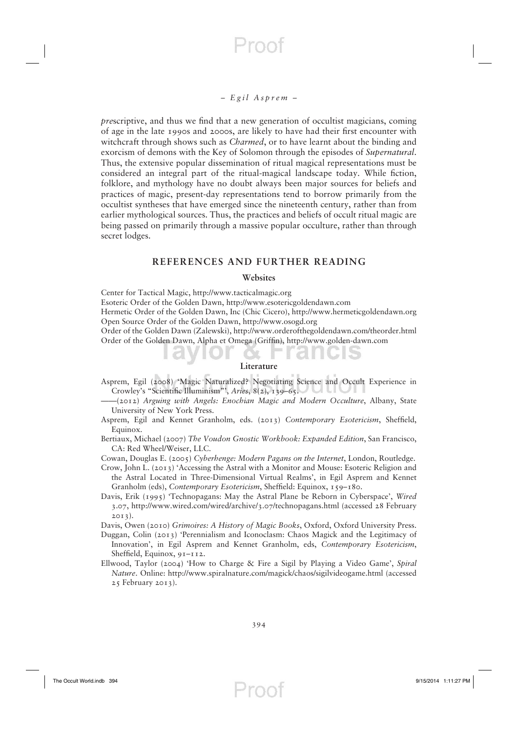*pre*scriptive, and thus we find that a new generation of occultist magicians, coming of age in the late 1990s and 2000s, are likely to have had their first encounter with witchcraft through shows such as *Charmed*, or to have learnt about the binding and exorcism of demons with the Key of Solomon through the episodes of *Supernatural*. Thus, the extensive popular dissemination of ritual magical representations must be considered an integral part of the ritual-magical landscape today. While fiction, folklore, and mythology have no doubt always been major sources for beliefs and practices of magic, present-day representations tend to borrow primarily from the occultist syntheses that have emerged since the nineteenth century, rather than from earlier mythological sources. Thus, the practices and beliefs of occult ritual magic are being passed on primarily through a massive popular occulture, rather than through secret lodges.

## REFERENCES AND FURTHER READING

### Websites

Center for Tactical Magic, http://www.tacticalmagic.org

Esoteric Order of the Golden Dawn, http://www.esotericgoldendawn.com

Hermetic Order of the Golden Dawn, Inc (Chic Cicero), http://www.hermeticgoldendawn.org

Open Source Order of the Golden Dawn, http://www.osogd.org

Order of the Golden Dawn (Zalewski), http://www.orderofthegoldendawn.com/theorder.html

Order of the Golden Dawn, Alpha et Omega (Griffin), http://www.golden-dawn.com

### Literature

Asprem, Egil (2008) 'Magic Naturalized? Negotiating Science and Occult Experience in Crowley's "Scientific Illuminism"', *Aries*, 8(2), 139–65.

——(2012) *Arguing with Angels: Enochian Magic and Modern Occulture*, Albany, State University of New York Press.

Asprem, Egil and Kennet Granholm, eds. (2013) *Contemporary Esotericism*, Sheffield, Equinox.

Bertiaux, Michael (2007) *The Voudon Gnostic Workbook: Expanded Edition*, San Francisco, CA: Red Wheel/Weiser, LLC.

Cowan, Douglas E. (2005) *Cyberhenge: Modern Pagans on the Internet*, London, Routledge.

Crow, John L. (2013) 'Accessing the Astral with a Monitor and Mouse: Esoteric Religion and the Astral Located in Three-Dimensional Virtual Realms', in Egil Asprem and Kennet Granholm (eds), *Contemporary Esotericism*, Sheffield: Equinox, 159–180.

Davis, Erik (1995) 'Technopagans: May the Astral Plane be Reborn in Cyberspace', *Wired* 3.07, http://www.wired.com/wired/archive/3.07/technopagans.html (accessed 28 February 2013).

Davis, Owen (2010) *Grimoires: A History of Magic Books*, Oxford, Oxford University Press.

Duggan, Colin (2013) 'Perennialism and Iconoclasm: Chaos Magick and the Legitimacy of Innovation', in Egil Asprem and Kennet Granholm, eds, *Contemporary Esotericism*, Sheffield, Equinox, 91–112.

Ellwood, Taylor (2004) 'How to Charge & Fire a Sigil by Playing a Video Game', *Spiral Nature*. Online: http://www.spiralnature.com/magick/chaos/sigilvideogame.html (accessed 25 February 2013).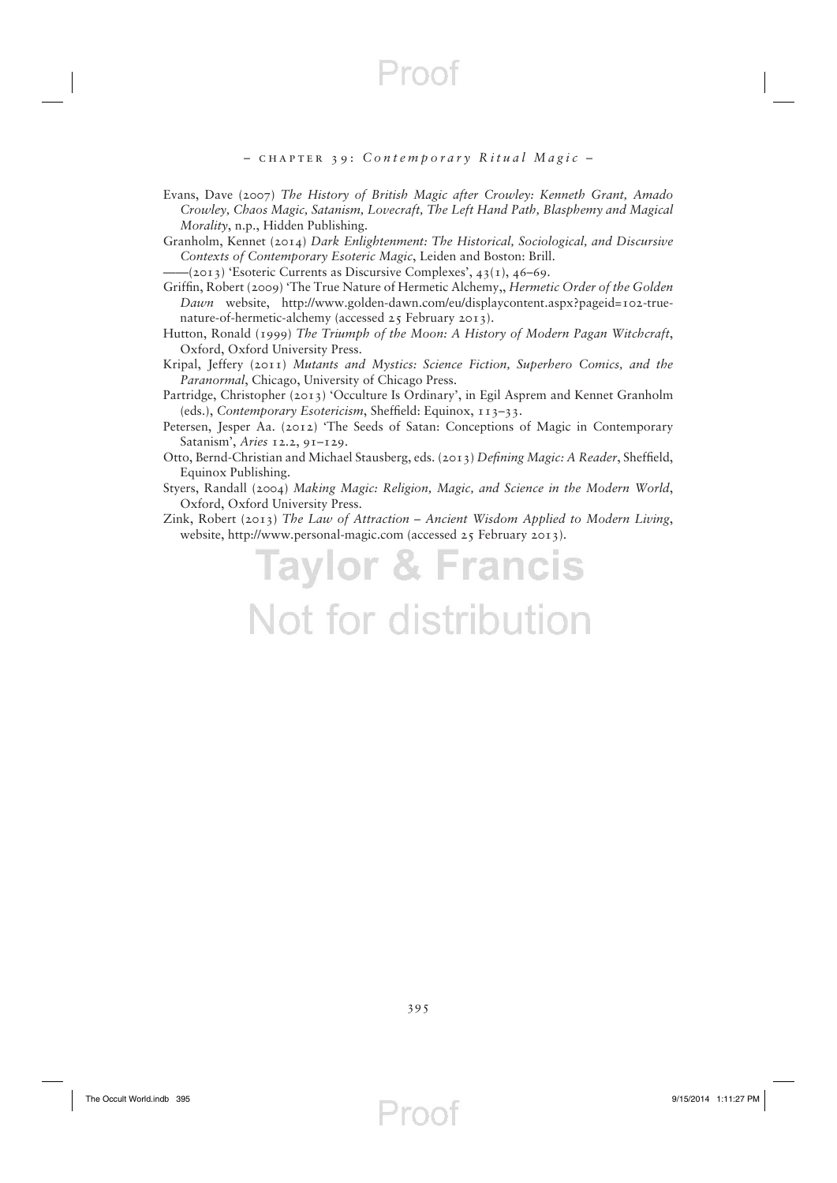Evans, Dave (2007) *The History of British Magic after Crowley: Kenneth Grant, Amado Crowley, Chaos Magic, Satanism, Lovecraft, The Left Hand Path, Blasphemy and Magical Morality*, n.p., Hidden Publishing.

Granholm, Kennet (2014) *Dark Enlightenment: The Historical, Sociological, and Discursive Contexts of Contemporary Esoteric Magic*, Leiden and Boston: Brill.

——(2013) 'Esoteric Currents as Discursive Complexes', 43(1), 46–69.

Griffin, Robert (2009) 'The True Nature of Hermetic Alchemy,, *Hermetic Order of the Golden Dawn* website, http://www.golden-dawn.com/eu/displaycontent.aspx?pageid=102-true-nature-of-hermetic-alchemy (accessed 25 February 2013).

Hutton, Ronald (1999) *The Triumph of the Moon: A History of Modern Pagan Witchcraft*, Oxford, Oxford University Press.

Kripal, Jeffery (2011) *Mutants and Mystics: Science Fiction, Superhero Comics, and the Paranormal*, Chicago, University of Chicago Press.

Partridge, Christopher (2013) 'Occulture Is Ordinary', in Egil Asprem and Kennet Granholm (eds.), *Contemporary Esotericism*, Sheffield: Equinox, 113–33.

Petersen, Jesper Aa. (2012) 'The Seeds of Satan: Conceptions of Magic in Contemporary Satanism', *Aries* 12.2, 91–129.

Otto, Bernd-Christian and Michael Stausberg, eds. (2013) *Defining Magic: A Reader*, Sheffield, Equinox Publishing.

Styers, Randall (2004) *Making Magic: Religion, Magic, and Science in the Modern World*, Oxford, Oxford University Press.

Zink, Robert (2013) *The Law of Attraction – Ancient Wisdom Applied to Modern Living*, website, http://www.personal-magic.com (accessed 25 February 2013).